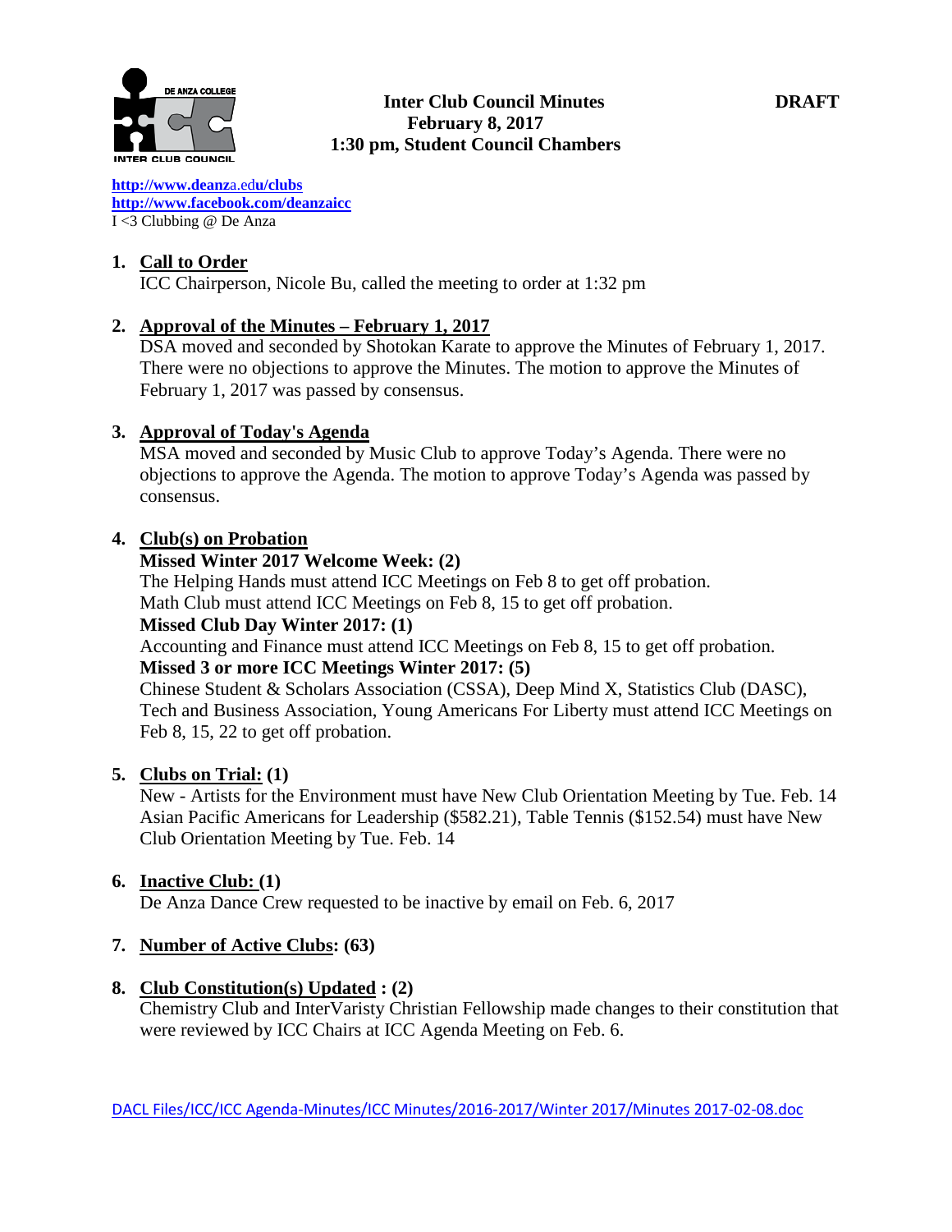**Inter Club Council Minutes** **DRAFT**
**February 8, 2017**
**1:30 pm, Student Council Chambers**

http://www.deanza.edu/clubs
http://www.facebook.com/deanzaicc
I <3 Clubbing @ De Anza

1. **Call to Order**
   ICC Chairperson, Nicole Bu, called the meeting to order at 1:32 pm

2. **Approval of the Minutes – February 1, 2017**
   DSA moved and seconded by Shotokan Karate to approve the Minutes of February 1, 2017. There were no objections to approve the Minutes. The motion to approve the Minutes of February 1, 2017 was passed by consensus.

3. **Approval of Today's Agenda**
   MSA moved and seconded by Music Club to approve Today's Agenda. There were no objections to approve the Agenda. The motion to approve Today's Agenda was passed by consensus.

4. **Club(s) on Probation**
   **Missed Winter 2017 Welcome Week: (2)**
   The Helping Hands must attend ICC Meetings on Feb 8 to get off probation.
   Math Club must attend ICC Meetings on Feb 8, 15 to get off probation.
   **Missed Club Day Winter 2017: (1)**
   Accounting and Finance must attend ICC Meetings on Feb 8, 15 to get off probation.
   **Missed 3 or more ICC Meetings Winter 2017: (5)**
   Chinese Student & Scholars Association (CSSA), Deep Mind X, Statistics Club (DASC), Tech and Business Association, Young Americans For Liberty must attend ICC Meetings on Feb 8, 15, 22 to get off probation.

5. **Clubs on Trial: (1)**
   New - Artists for the Environment must have New Club Orientation Meeting by Tue. Feb. 14
   Asian Pacific Americans for Leadership ($582.21), Table Tennis ($152.54) must have New Club Orientation Meeting by Tue. Feb. 14

6. **Inactive Club: (1)**
   De Anza Dance Crew requested to be inactive by email on Feb. 6, 2017

7. **Number of Active Clubs: (63)**

8. **Club Constitution(s) Updated : (2)**
   Chemistry Club and InterVaristy Christian Fellowship made changes to their constitution that were reviewed by ICC Chairs at ICC Agenda Meeting on Feb. 6.

DACL Files/ICC/ICC Agenda-Minutes/ICC Minutes/2016-2017/Winter 2017/Minutes 2017-02-08.doc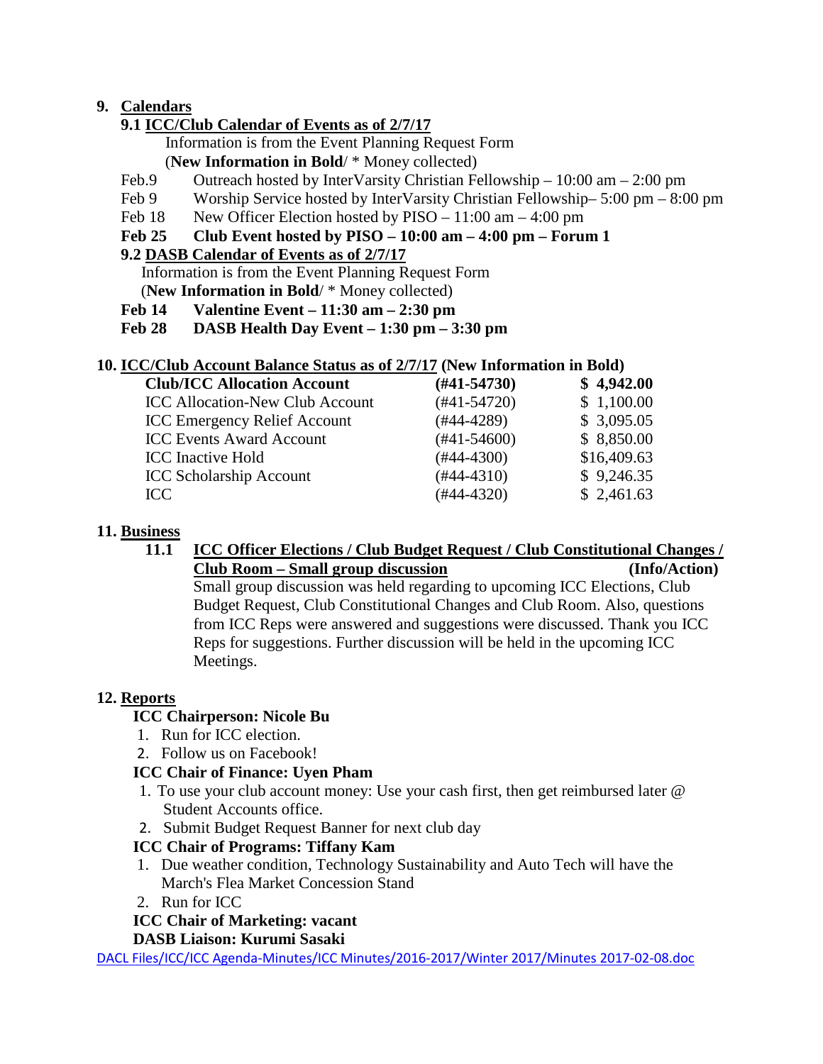## 9. Calendars

### 9.1 ICC/Club Calendar of Events as of 2/7/17

Information is from the Event Planning Request Form
(**New Information in Bold**/ * Money collected)

Feb.9 Outreach hosted by InterVarsity Christian Fellowship – 10:00 am – 2:00 pm
Feb 9 Worship Service hosted by InterVarsity Christian Fellowship– 5:00 pm – 8:00 pm
Feb 18 New Officer Election hosted by PISO – 11:00 am – 4:00 pm
**Feb 25 Club Event hosted by PISO – 10:00 am – 4:00 pm – Forum 1**

### 9.2 DASB Calendar of Events as of 2/7/17

Information is from the Event Planning Request Form
(**New Information in Bold**/ * Money collected)

**Feb 14 Valentine Event – 11:30 am – 2:30 pm**
**Feb 28 DASB Health Day Event – 1:30 pm – 3:30 pm**

## 10. ICC/Club Account Balance Status as of 2/7/17 (New Information in Bold)

| **Club/ICC Allocation Account** | **(#41-54730)** | **$ 4,942.00** |
|---|---|---|
| ICC Allocation-New Club Account | (#41-54720) | $ 1,100.00 |
| ICC Emergency Relief Account | (#44-4289) | $ 3,095.05 |
| ICC Events Award Account | (#41-54600) | $ 8,850.00 |
| ICC Inactive Hold | (#44-4300) | $16,409.63 |
| ICC Scholarship Account | (#44-4310) | $ 9,246.35 |
| ICC | (#44-4320) | $ 2,461.63 |

## 11. Business

**11.1 ICC Officer Elections / Club Budget Request / Club Constitutional Changes / Club Room – Small group discussion (Info/Action)**

Small group discussion was held regarding to upcoming ICC Elections, Club Budget Request, Club Constitutional Changes and Club Room. Also, questions from ICC Reps were answered and suggestions were discussed. Thank you ICC Reps for suggestions. Further discussion will be held in the upcoming ICC Meetings.

## 12. Reports

**ICC Chairperson: Nicole Bu**

1. Run for ICC election.
2. Follow us on Facebook!

**ICC Chair of Finance: Uyen Pham**

1. To use your club account money: Use your cash first, then get reimbursed later @ Student Accounts office.
2. Submit Budget Request Banner for next club day

**ICC Chair of Programs: Tiffany Kam**

1. Due weather condition, Technology Sustainability and Auto Tech will have the March's Flea Market Concession Stand
2. Run for ICC

**ICC Chair of Marketing: vacant**

**DASB Liaison: Kurumi Sasaki**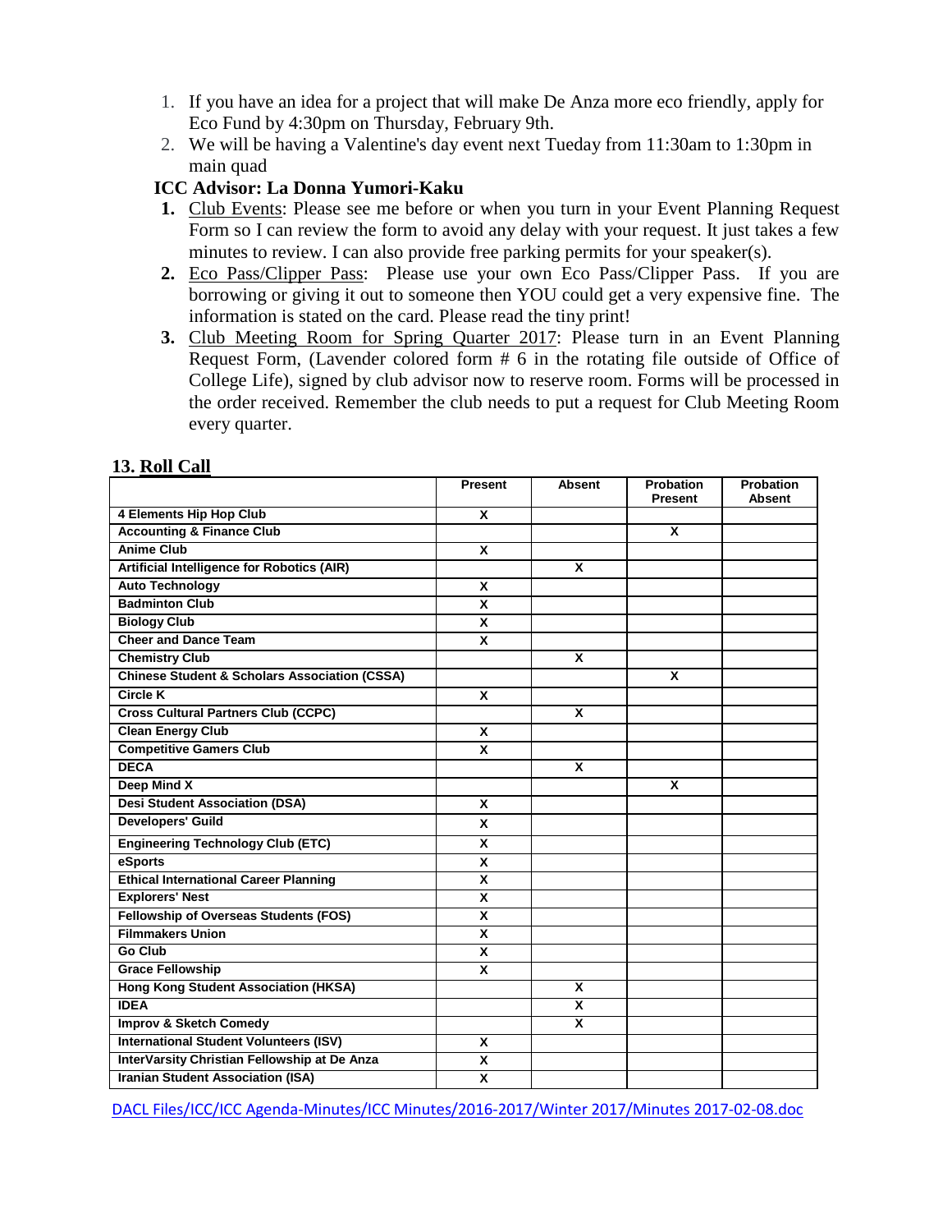1. If you have an idea for a project that will make De Anza more eco friendly, apply for Eco Fund by 4:30pm on Thursday, February 9th.
2. We will be having a Valentine's day event next Tueday from 11:30am to 1:30pm in main quad

**ICC Advisor: La Donna Yumori-Kaku**

1. Club Events: Please see me before or when you turn in your Event Planning Request Form so I can review the form to avoid any delay with your request. It just takes a few minutes to review. I can also provide free parking permits for your speaker(s).
2. Eco Pass/Clipper Pass: Please use your own Eco Pass/Clipper Pass. If you are borrowing or giving it out to someone then YOU could get a very expensive fine. The information is stated on the card. Please read the tiny print!
3. Club Meeting Room for Spring Quarter 2017: Please turn in an Event Planning Request Form, (Lavender colored form # 6 in the rotating file outside of Office of College Life), signed by club advisor now to reserve room. Forms will be processed in the order received. Remember the club needs to put a request for Club Meeting Room every quarter.

## 13. Roll Call

| | Present | Absent | Probation Present | Probation Absent |
|---|---|---|---|---|
| 4 Elements Hip Hop Club | X | | | |
| Accounting & Finance Club | | | X | |
| Anime Club | X | | | |
| Artificial Intelligence for Robotics (AIR) | | X | | |
| Auto Technology | X | | | |
| Badminton Club | X | | | |
| Biology Club | X | | | |
| Cheer and Dance Team | X | | | |
| Chemistry Club | | X | | |
| Chinese Student & Scholars Association (CSSA) | | | X | |
| Circle K | X | | | |
| Cross Cultural Partners Club (CCPC) | | X | | |
| Clean Energy Club | X | | | |
| Competitive Gamers Club | X | | | |
| DECA | | X | | |
| Deep Mind X | | | X | |
| Desi Student Association (DSA) | X | | | |
| Developers' Guild | X | | | |
| Engineering Technology Club (ETC) | X | | | |
| eSports | X | | | |
| Ethical International Career Planning | X | | | |
| Explorers' Nest | X | | | |
| Fellowship of Overseas Students (FOS) | X | | | |
| Filmmakers Union | X | | | |
| Go Club | X | | | |
| Grace Fellowship | X | | | |
| Hong Kong Student Association (HKSA) | | X | | |
| IDEA | | X | | |
| Improv & Sketch Comedy | | X | | |
| International Student Volunteers (ISV) | X | | | |
| InterVarsity Christian Fellowship at De Anza | X | | | |
| Iranian Student Association (ISA) | X | | | |

DACL Files/ICC/ICC Agenda-Minutes/ICC Minutes/2016-2017/Winter 2017/Minutes 2017-02-08.doc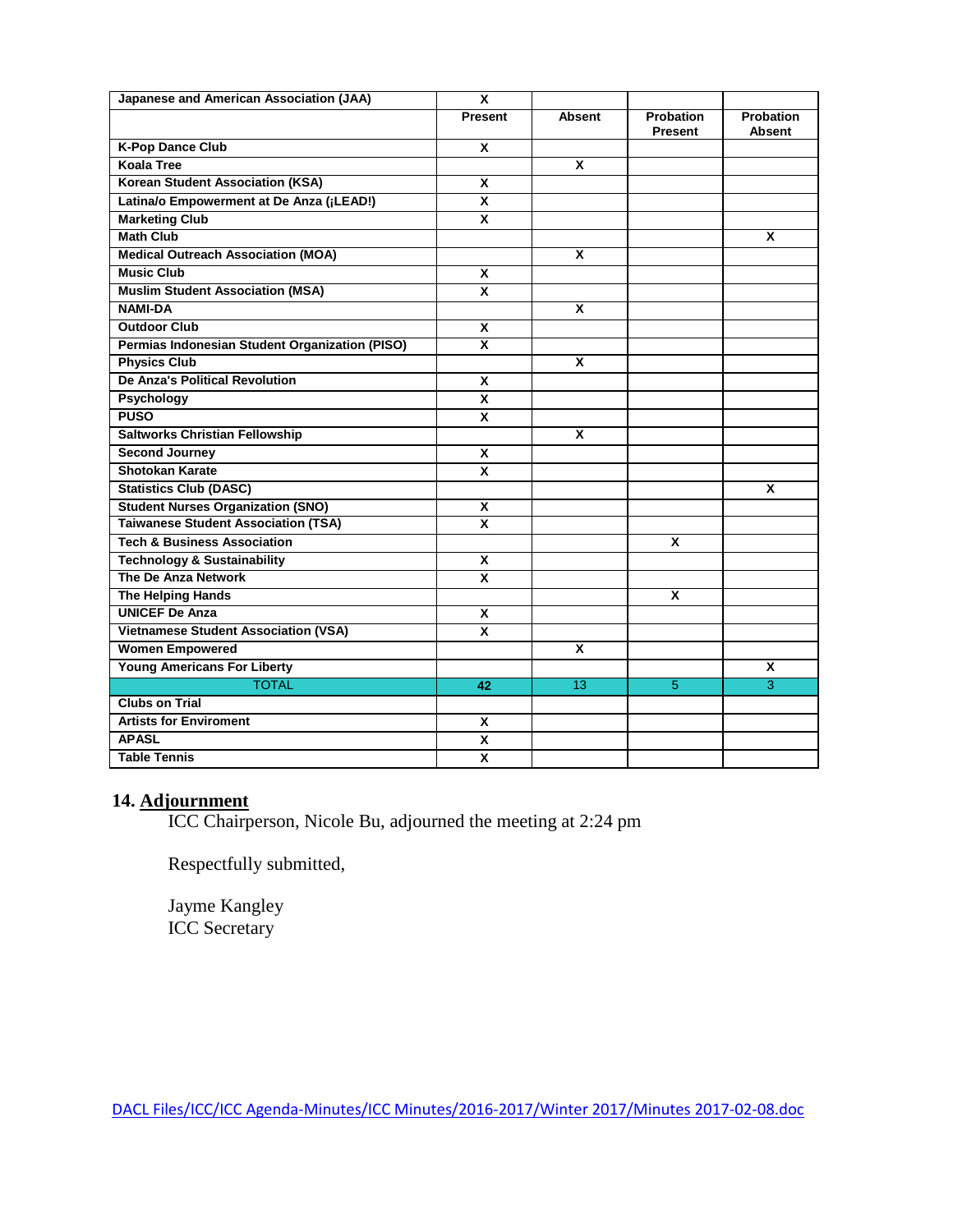| | | | | |
|---|---|---|---|---|
| **Japanese and American Association (JAA)** | **X** | | | |
| | **Present** | **Absent** | **Probation Present** | **Probation Absent** |
| **K-Pop Dance Club** | **X** | | | |
| **Koala Tree** | | **X** | | |
| **Korean Student Association (KSA)** | **X** | | | |
| **Latina/o Empowerment at De Anza (¡LEAD!)** | **X** | | | |
| **Marketing Club** | **X** | | | |
| **Math Club** | | | | **X** |
| **Medical Outreach Association (MOA)** | | **X** | | |
| **Music Club** | **X** | | | |
| **Muslim Student Association (MSA)** | **X** | | | |
| **NAMI-DA** | | **X** | | |
| **Outdoor Club** | **X** | | | |
| **Permias Indonesian Student Organization (PISO)** | **X** | | | |
| **Physics Club** | | **X** | | |
| **De Anza's Political Revolution** | **X** | | | |
| **Psychology** | **X** | | | |
| **PUSO** | **X** | | | |
| **Saltworks Christian Fellowship** | | **X** | | |
| **Second Journey** | **X** | | | |
| **Shotokan Karate** | **X** | | | |
| **Statistics Club (DASC)** | | | | **X** |
| **Student Nurses Organization (SNO)** | **X** | | | |
| **Taiwanese Student Association (TSA)** | **X** | | | |
| **Tech & Business Association** | | | **X** | |
| **Technology & Sustainability** | **X** | | | |
| **The De Anza Network** | **X** | | | |
| **The Helping Hands** | | | **X** | |
| **UNICEF De Anza** | **X** | | | |
| **Vietnamese Student Association (VSA)** | **X** | | | |
| **Women Empowered** | | **X** | | |
| **Young Americans For Liberty** | | | | **X** |
| TOTAL | **42** | 13 | 5 | 3 |
| **Clubs on Trial** | | | | |
| **Artists for Enviroment** | **X** | | | |
| **APASL** | **X** | | | |
| **Table Tennis** | **X** | | | |

## 14. Adjournment

ICC Chairperson, Nicole Bu, adjourned the meeting at 2:24 pm

Respectfully submitted,

Jayme Kangley
ICC Secretary

DACL Files/ICC/ICC Agenda-Minutes/ICC Minutes/2016-2017/Winter 2017/Minutes 2017-02-08.doc